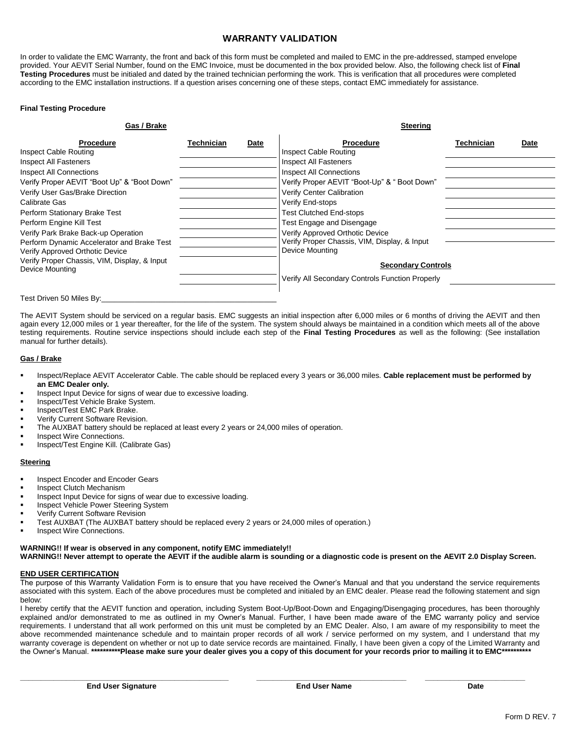# WARRANTY VALIDATION

In order to validate the EMC Warranty, the front and back of this form must be completed and mailed to EMC in the pre-addressed, stamped envelope provided. Your AEVIT Serial Number, found on the EMC Invoice, must be documented in the box provided below. Also, the following check list of **Final Testing Procedures** must be initialed and dated by the trained technician performing the work. This is verification that all procedures were completed according to the EMC installation instructions. If a question arises concerning one of these steps, contact EMC immediately for assistance.

**Final Testing Procedure**

**Gas / Brake**

| Procedure | Technician | Date |
|---|---|---|
| Inspect Cable Routing | | |
| Inspect All Fasteners | | |
| Inspect All Connections | | |
| Verify Proper AEVIT "Boot Up" & "Boot Down" | | |
| Verify User Gas/Brake Direction | | |
| Calibrate Gas | | |
| Perform Stationary Brake Test | | |
| Perform Engine Kill Test | | |
| Verify Park Brake Back-up Operation | | |
| Perform Dynamic Accelerator and Brake Test | | |
| Verify Approved Orthotic Device | | |
| Verify Proper Chassis, VIM, Display, & Input Device Mounting | | |

**Steering**

| Procedure | Technician | Date |
|---|---|---|
| Inspect Cable Routing | | |
| Inspect All Fasteners | | |
| Inspect All Connections | | |
| Verify Proper AEVIT "Boot-Up" & " Boot Down" | | |
| Verify Center Calibration | | |
| Verify End-stops | | |
| Test Clutched End-stops | | |
| Test Engage and Disengage | | |
| Verify Approved Orthotic Device | | |
| Verify Proper Chassis, VIM, Display, & Input Device Mounting | | |

**Secondary Controls**

| Procedure | Technician | Date |
|---|---|---|
| Verify All Secondary Controls Function Properly | | |

Test Driven 50 Miles By:\_\_\_\_\_\_\_\_\_\_\_\_\_\_\_\_\_\_\_\_\_\_\_\_\_\_\_\_\_\_

The AEVIT System should be serviced on a regular basis. EMC suggests an initial inspection after 6,000 miles or 6 months of driving the AEVIT and then again every 12,000 miles or 1 year thereafter, for the life of the system. The system should always be maintained in a condition which meets all of the above testing requirements. Routine service inspections should include each step of the **Final Testing Procedures** as well as the following: (See installation manual for further details).

**Gas / Brake**

- Inspect/Replace AEVIT Accelerator Cable. The cable should be replaced every 3 years or 36,000 miles. **Cable replacement must be performed by an EMC Dealer only.**
- Inspect Input Device for signs of wear due to excessive loading.
- Inspect/Test Vehicle Brake System.
- Inspect/Test EMC Park Brake.
- Verify Current Software Revision.
- The AUXBAT battery should be replaced at least every 2 years or 24,000 miles of operation.
- Inspect Wire Connections.
- Inspect/Test Engine Kill. (Calibrate Gas)

**Steering**

- Inspect Encoder and Encoder Gears
- Inspect Clutch Mechanism
- Inspect Input Device for signs of wear due to excessive loading.
- Inspect Vehicle Power Steering System
- Verify Current Software Revision
- Test AUXBAT (The AUXBAT battery should be replaced every 2 years or 24,000 miles of operation.)
- Inspect Wire Connections.

**WARNING!! If wear is observed in any component, notify EMC immediately!!**
**WARNING!! Never attempt to operate the AEVIT if the audible alarm is sounding or a diagnostic code is present on the AEVIT 2.0 Display Screen.**

**END USER CERTIFICATION**

The purpose of this Warranty Validation Form is to ensure that you have received the Owner's Manual and that you understand the service requirements associated with this system. Each of the above procedures must be completed and initialed by an EMC dealer. Please read the following statement and sign below:

I hereby certify that the AEVIT function and operation, including System Boot-Up/Boot-Down and Engaging/Disengaging procedures, has been thoroughly explained and/or demonstrated to me as outlined in my Owner's Manual. Further, I have been made aware of the EMC warranty policy and service requirements. I understand that all work performed on this unit must be completed by an EMC Dealer. Also, I am aware of my responsibility to meet the above recommended maintenance schedule and to maintain proper records of all work / service performed on my system, and I understand that my warranty coverage is dependent on whether or not up to date service records are maintained. Finally, I have been given a copy of the Limited Warranty and the Owner's Manual. **\*\*\*\*\*\*\*\*\*\*Please make sure your dealer gives you a copy of this document for your records prior to mailing it to EMC\*\*\*\*\*\*\*\*\*\***

| \_\_\_\_\_\_\_\_\_\_\_\_\_\_\_\_\_\_\_\_ | \_\_\_\_\_\_\_\_\_\_\_\_\_\_\_\_\_\_\_\_ | \_\_\_\_\_\_\_\_\_\_\_\_ |
|---|---|---|
| **End User Signature** | **End User Name** | **Date** |

Form D REV. 7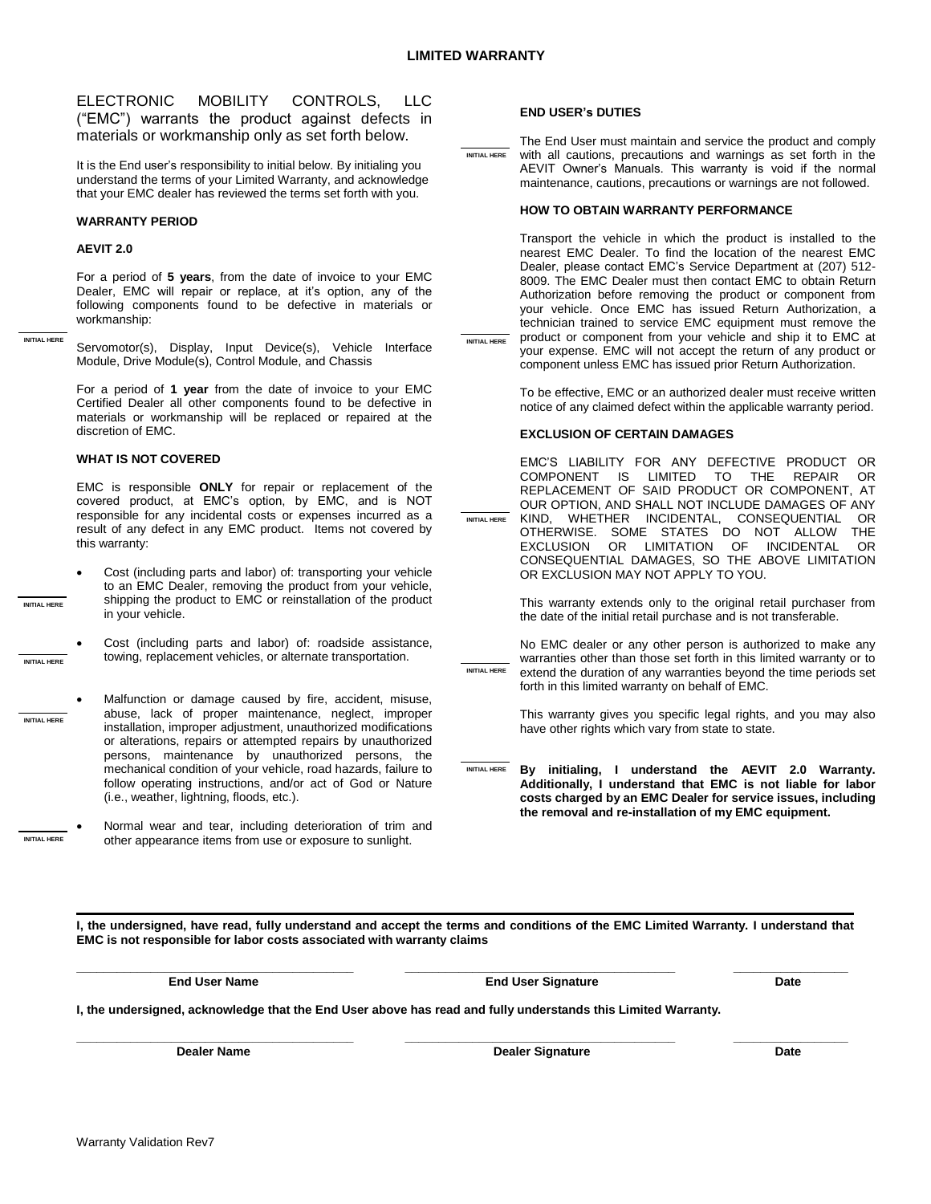# LIMITED WARRANTY

ELECTRONIC MOBILITY CONTROLS, LLC ("EMC") warrants the product against defects in materials or workmanship only as set forth below.

It is the End user's responsibility to initial below. By initialing you understand the terms of your Limited Warranty, and acknowledge that your EMC dealer has reviewed the terms set forth with you.

### WARRANTY PERIOD

### AEVIT 2.0

For a period of **5 years**, from the date of invoice to your EMC Dealer, EMC will repair or replace, at it's option, any of the following components found to be defective in materials or workmanship:

_______ INITIAL HERE

Servomotor(s), Display, Input Device(s), Vehicle Interface Module, Drive Module(s), Control Module, and Chassis

For a period of **1 year** from the date of invoice to your EMC Certified Dealer all other components found to be defective in materials or workmanship will be replaced or repaired at the discretion of EMC.

### WHAT IS NOT COVERED

EMC is responsible **ONLY** for repair or replacement of the covered product, at EMC's option, by EMC, and is NOT responsible for any incidental costs or expenses incurred as a result of any defect in any EMC product. Items not covered by this warranty:

_______ INITIAL HERE

- Cost (including parts and labor) of: transporting your vehicle to an EMC Dealer, removing the product from your vehicle, shipping the product to EMC or reinstallation of the product in your vehicle.

_______ INITIAL HERE

- Cost (including parts and labor) of: roadside assistance, towing, replacement vehicles, or alternate transportation.

_______ INITIAL HERE

- Malfunction or damage caused by fire, accident, misuse, abuse, lack of proper maintenance, neglect, improper installation, improper adjustment, unauthorized modifications or alterations, repairs or attempted repairs by unauthorized persons, maintenance by unauthorized persons, the mechanical condition of your vehicle, road hazards, failure to follow operating instructions, and/or act of God or Nature (i.e., weather, lightning, floods, etc.).

_______ INITIAL HERE

- Normal wear and tear, including deterioration of trim and other appearance items from use or exposure to sunlight.

### END USER's DUTIES

_______ INITIAL HERE

The End User must maintain and service the product and comply with all cautions, precautions and warnings as set forth in the AEVIT Owner's Manuals. This warranty is void if the normal maintenance, cautions, precautions or warnings are not followed.

### HOW TO OBTAIN WARRANTY PERFORMANCE

_______ INITIAL HERE

Transport the vehicle in which the product is installed to the nearest EMC Dealer. To find the location of the nearest EMC Dealer, please contact EMC's Service Department at (207) 512-8009. The EMC Dealer must then contact EMC to obtain Return Authorization before removing the product or component from your vehicle. Once EMC has issued Return Authorization, a technician trained to service EMC equipment must remove the product or component from your vehicle and ship it to EMC at your expense. EMC will not accept the return of any product or component unless EMC has issued prior Return Authorization.

To be effective, EMC or an authorized dealer must receive written notice of any claimed defect within the applicable warranty period.

### EXCLUSION OF CERTAIN DAMAGES

_______ INITIAL HERE

EMC'S LIABILITY FOR ANY DEFECTIVE PRODUCT OR COMPONENT IS LIMITED TO THE REPAIR OR REPLACEMENT OF SAID PRODUCT OR COMPONENT, AT OUR OPTION, AND SHALL NOT INCLUDE DAMAGES OF ANY KIND, WHETHER INCIDENTAL, CONSEQUENTIAL OR OTHERWISE. SOME STATES DO NOT ALLOW THE EXCLUSION OR LIMITATION OF INCIDENTAL OR CONSEQUENTIAL DAMAGES, SO THE ABOVE LIMITATION OR EXCLUSION MAY NOT APPLY TO YOU.

This warranty extends only to the original retail purchaser from the date of the initial retail purchase and is not transferable.

_______ INITIAL HERE

No EMC dealer or any other person is authorized to make any warranties other than those set forth in this limited warranty or to extend the duration of any warranties beyond the time periods set forth in this limited warranty on behalf of EMC.

This warranty gives you specific legal rights, and you may also have other rights which vary from state to state.

_______ INITIAL HERE

**By initialing, I understand the AEVIT 2.0 Warranty. Additionally, I understand that EMC is not liable for labor costs charged by an EMC Dealer for service issues, including the removal and re-installation of my EMC equipment.**

---

**I, the undersigned, have read, fully understand and accept the terms and conditions of the EMC Limited Warranty. I understand that EMC is not responsible for labor costs associated with warranty claims**

| | | |
|---|---|---|
| _______________ | _______________ | _______________ |
| **End User Name** | **End User Signature** | **Date** |

**I, the undersigned, acknowledge that the End User above has read and fully understands this Limited Warranty.**

| | | |
|---|---|---|
| _______________ | _______________ | _______________ |
| **Dealer Name** | **Dealer Signature** | **Date** |

Warranty Validation Rev7